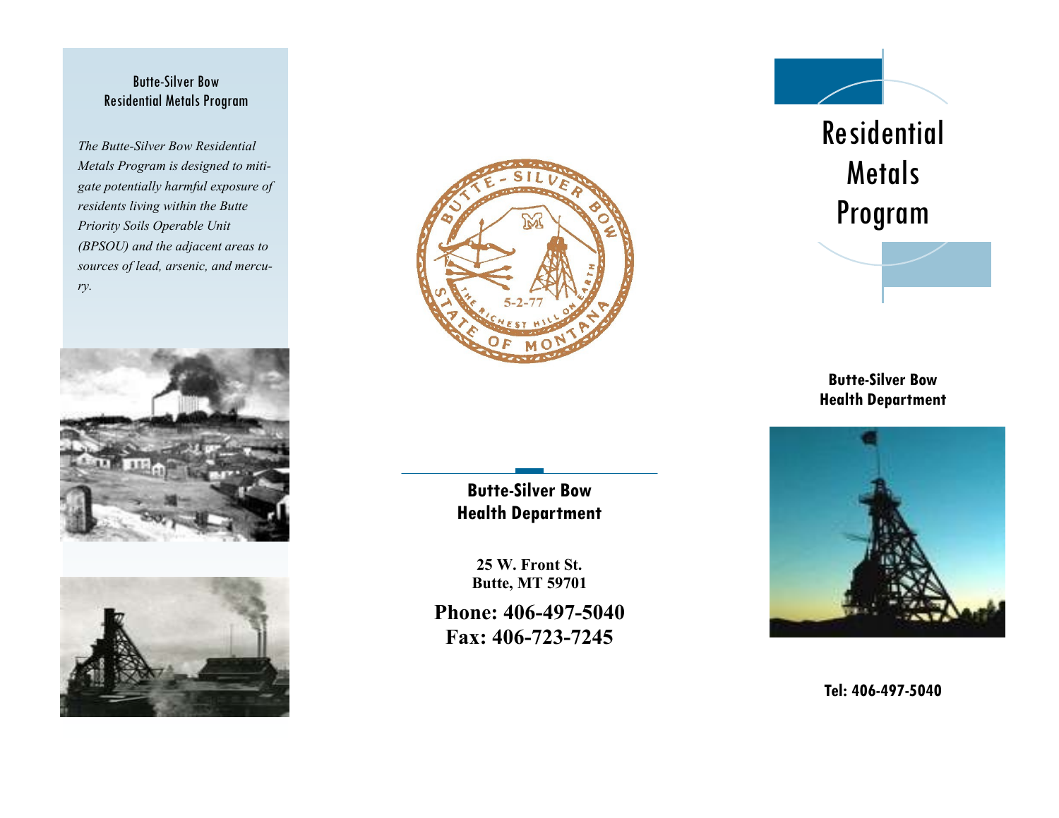## Butte-Silver Bow Residential Metals Program

*The Butte-Silver Bow Residential Metals Program is designed to mitigate potentially harmful exposure of residents living within the Butte Priority Soils Operable Unit (BPSOU) and the adjacent areas to sources of lead, arsenic, and mercury.*

**Butte-Silver Bow Health Department**

**25 W. Front St.**
**Butte, MT 59701**

**Phone: 406-497-5040**
**Fax: 406-723-7245**

# Residential Metals Program

**Butte-Silver Bow Health Department**

**Tel: 406-497-5040**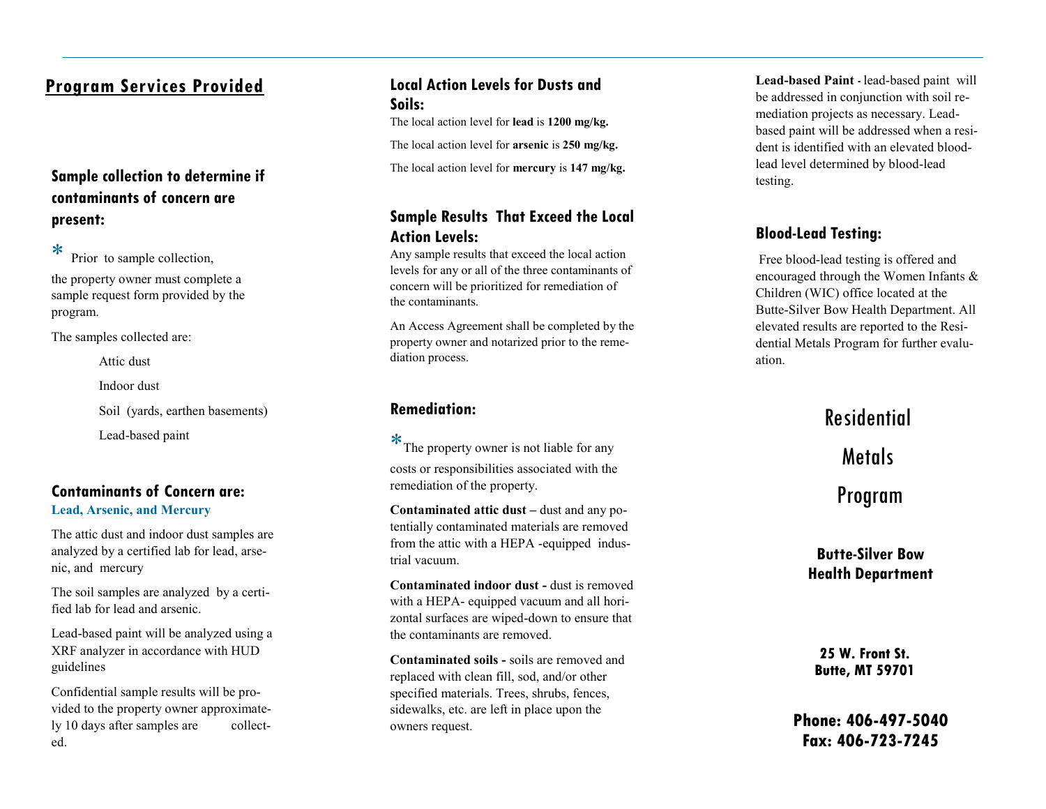## Program Services Provided

### Sample collection to determine if contaminants of concern are present:

* Prior to sample collection, the property owner must complete a sample request form provided by the program.

The samples collected are:

- Attic dust
- Indoor dust
- Soil (yards, earthen basements)
- Lead-based paint

### Contaminants of Concern are:

**Lead, Arsenic, and Mercury**

The attic dust and indoor dust samples are analyzed by a certified lab for lead, arsenic, and mercury

The soil samples are analyzed by a certified lab for lead and arsenic.

Lead-based paint will be analyzed using a XRF analyzer in accordance with HUD guidelines

Confidential sample results will be provided to the property owner approximately 10 days after samples are collected.

### Local Action Levels for Dusts and Soils:

The local action level for **lead** is **1200 mg/kg.**

The local action level for **arsenic** is **250 mg/kg.**

The local action level for **mercury** is **147 mg/kg.**

### Sample Results That Exceed the Local Action Levels:

Any sample results that exceed the local action levels for any or all of the three contaminants of concern will be prioritized for remediation of the contaminants.

An Access Agreement shall be completed by the property owner and notarized prior to the remediation process.

### Remediation:

* The property owner is not liable for any costs or responsibilities associated with the remediation of the property.

**Contaminated attic dust –** dust and any potentially contaminated materials are removed from the attic with a HEPA -equipped industrial vacuum.

**Contaminated indoor dust -** dust is removed with a HEPA- equipped vacuum and all horizontal surfaces are wiped-down to ensure that the contaminants are removed.

**Contaminated soils -** soils are removed and replaced with clean fill, sod, and/or other specified materials. Trees, shrubs, fences, sidewalks, etc. are left in place upon the owners request.

**Lead-based Paint -** lead-based paint will be addressed in conjunction with soil remediation projects as necessary. Lead-based paint will be addressed when a resident is identified with an elevated blood-lead level determined by blood-lead testing.

### Blood-Lead Testing:

Free blood-lead testing is offered and encouraged through the Women Infants & Children (WIC) office located at the Butte-Silver Bow Health Department. All elevated results are reported to the Residential Metals Program for further evaluation.

# Residential Metals Program

**Butte-Silver Bow Health Department**

**25 W. Front St.**
**Butte, MT 59701**

**Phone: 406-497-5040**
**Fax: 406-723-7245**